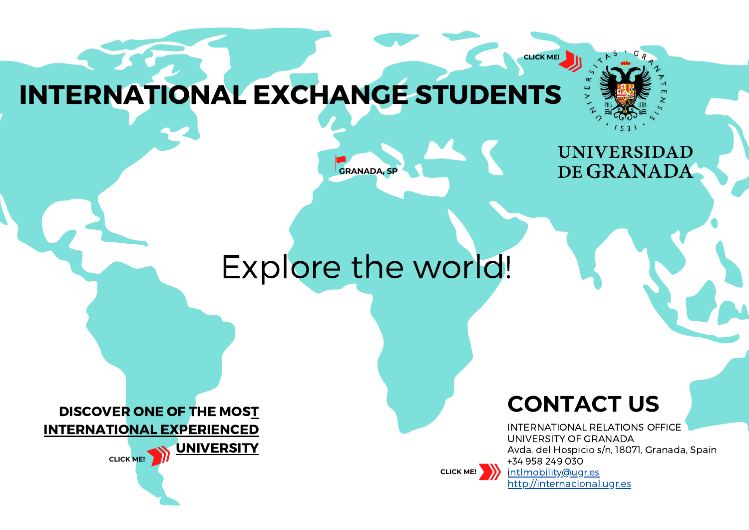# INTERNATIONAL EXCHANGE STUDENTS

CLICK ME!

UNIVERSIDAD DE GRANADA

GRANADA, SP

## Explore the world!

**[DISCOVER ONE OF THE MOST INTERNATIONAL EXPERIENCED UNIVERSITY]**

CLICK ME!

## CONTACT US

INTERNATIONAL RELATIONS OFFICE
UNIVERSITY OF GRANADA
Avda. del Hospicio s/n, 18071, Granada, Spain
+34 958 249 030
intlmobility@ugr.es
http://internacional.ugr.es

CLICK ME!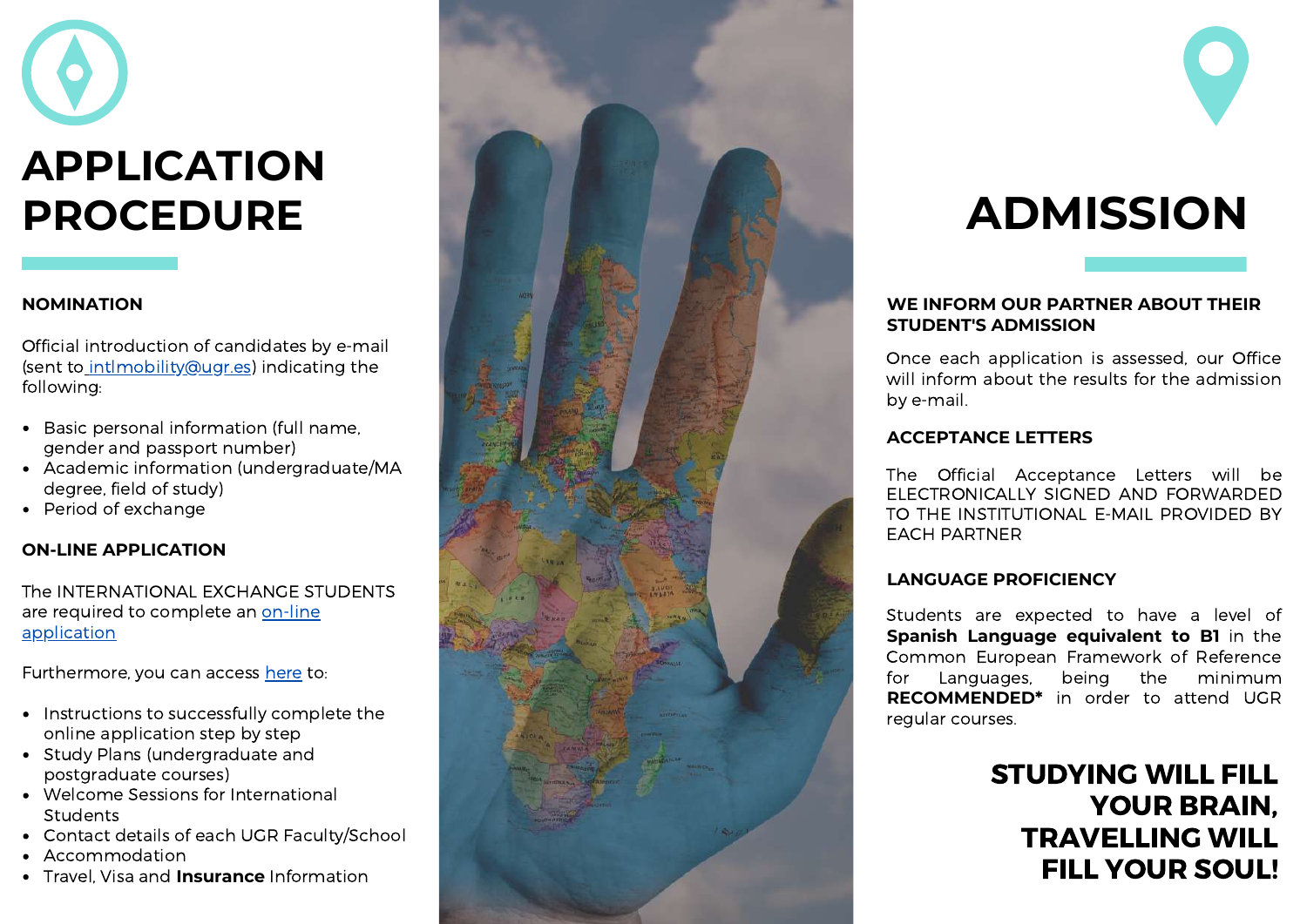# APPLICATION PROCEDURE

**NOMINATION**

Official introduction of candidates by e-mail (sent to intlmobility@ugr.es) indicating the following:

- Basic personal information (full name, gender and passport number)
- Academic information (undergraduate/MA degree, field of study)
- Period of exchange

**ON-LINE APPLICATION**

The INTERNATIONAL EXCHANGE STUDENTS are required to complete an on-line application

Furthermore, you can access here to:

- Instructions to successfully complete the online application step by step
- Study Plans (undergraduate and postgraduate courses)
- Welcome Sessions for International Students
- Contact details of each UGR Faculty/School
- Accommodation
- Travel, Visa and **Insurance** Information

# ADMISSION

**WE INFORM OUR PARTNER ABOUT THEIR STUDENT'S ADMISSION**

Once each application is assessed, our Office will inform about the results for the admission by e-mail.

**ACCEPTANCE LETTERS**

The Official Acceptance Letters will be ELECTRONICALLY SIGNED AND FORWARDED TO THE INSTITUTIONAL E-MAIL PROVIDED BY EACH PARTNER

**LANGUAGE PROFICIENCY**

Students are expected to have a level of **Spanish Language equivalent to B1** in the Common European Framework of Reference for Languages, being the minimum **RECOMMENDED*** in order to attend UGR regular courses.

**STUDYING WILL FILL YOUR BRAIN, TRAVELLING WILL FILL YOUR SOUL!**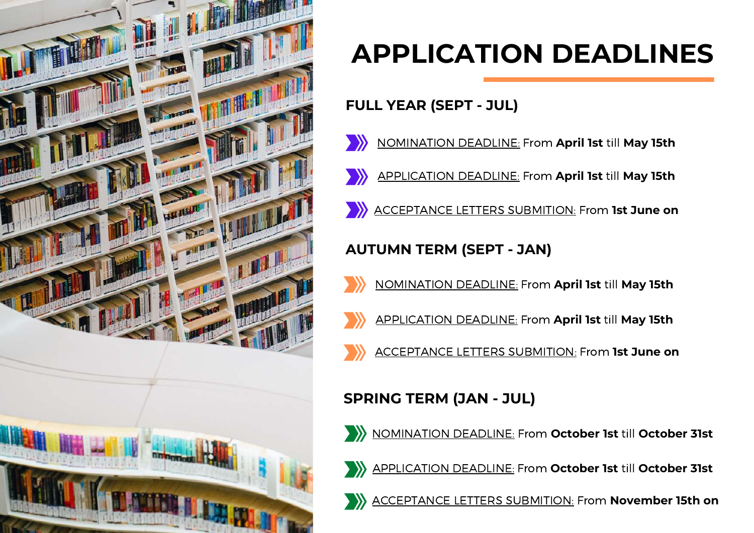# APPLICATION DEADLINES

## FULL YEAR (SEPT - JUL)

- NOMINATION DEADLINE: From **April 1st** till **May 15th**
- APPLICATION DEADLINE: From **April 1st** till **May 15th**
- ACCEPTANCE LETTERS SUBMITION: From **1st June on**

## AUTUMN TERM (SEPT - JAN)

- NOMINATION DEADLINE: From **April 1st** till **May 15th**
- APPLICATION DEADLINE: From **April 1st** till **May 15th**
- ACCEPTANCE LETTERS SUBMITION: From **1st June on**

## SPRING TERM (JAN - JUL)

- NOMINATION DEADLINE: From **October 1st** till **October 31st**
- APPLICATION DEADLINE: From **October 1st** till **October 31st**
- ACCEPTANCE LETTERS SUBMITION: From **November 15th on**